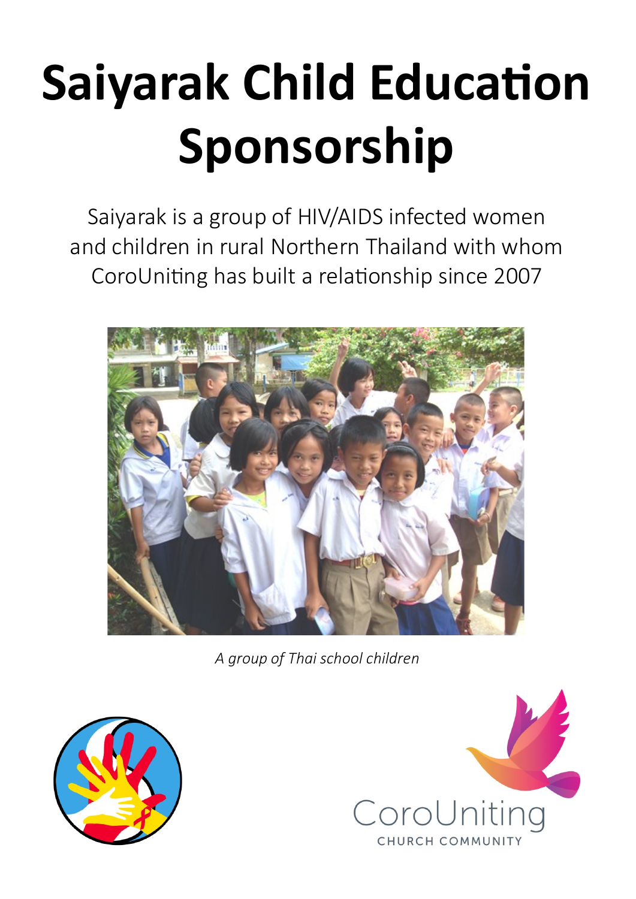# Saiyarak Child Education Sponsorship

Saiyarak is a group of HIV/AIDS infected women and children in rural Northern Thailand with whom CoroUniting has built a relationship since 2007

*A group of Thai school children*

CoroUniting
CHURCH COMMUNITY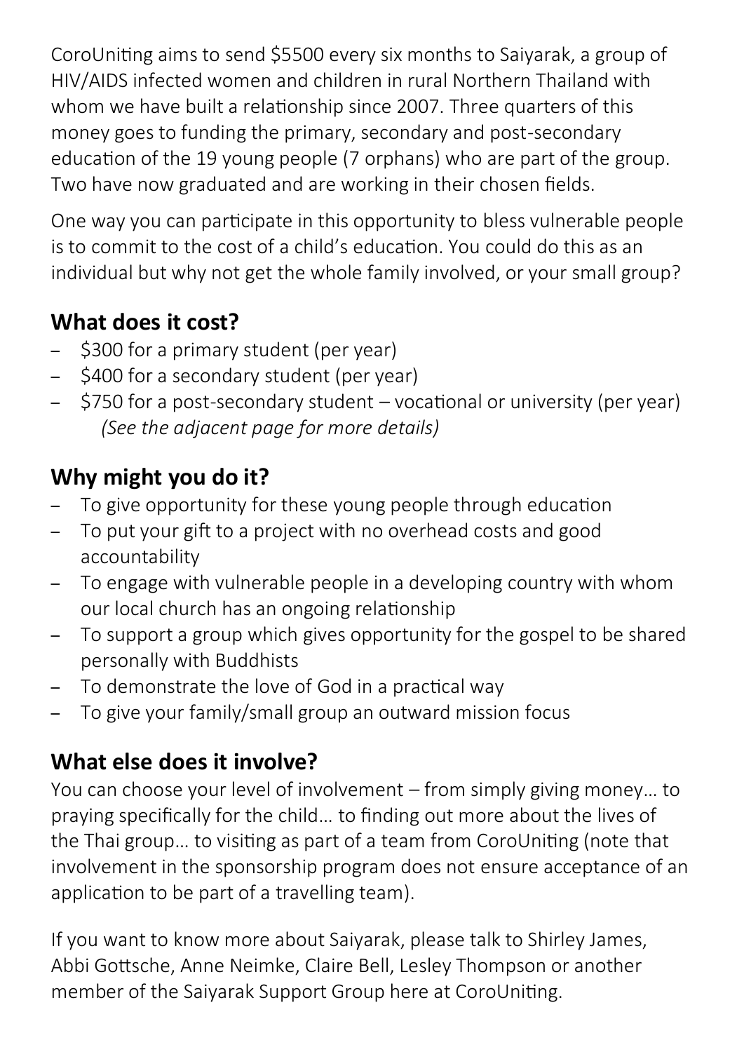CoroUniting aims to send $5500 every six months to Saiyarak, a group of HIV/AIDS infected women and children in rural Northern Thailand with whom we have built a relationship since 2007. Three quarters of this money goes to funding the primary, secondary and post-secondary education of the 19 young people (7 orphans) who are part of the group. Two have now graduated and are working in their chosen fields.

One way you can participate in this opportunity to bless vulnerable people is to commit to the cost of a child's education. You could do this as an individual but why not get the whole family involved, or your small group?

## What does it cost?

- $300 for a primary student (per year)
- $400 for a secondary student (per year)
- $750 for a post-secondary student – vocational or university (per year)
  *(See the adjacent page for more details)*

## Why might you do it?

- To give opportunity for these young people through education
- To put your gift to a project with no overhead costs and good accountability
- To engage with vulnerable people in a developing country with whom our local church has an ongoing relationship
- To support a group which gives opportunity for the gospel to be shared personally with Buddhists
- To demonstrate the love of God in a practical way
- To give your family/small group an outward mission focus

## What else does it involve?

You can choose your level of involvement – from simply giving money… to praying specifically for the child… to finding out more about the lives of the Thai group… to visiting as part of a team from CoroUniting (note that involvement in the sponsorship program does not ensure acceptance of an application to be part of a travelling team).

If you want to know more about Saiyarak, please talk to Shirley James, Abbi Gottsche, Anne Neimke, Claire Bell, Lesley Thompson or another member of the Saiyarak Support Group here at CoroUniting.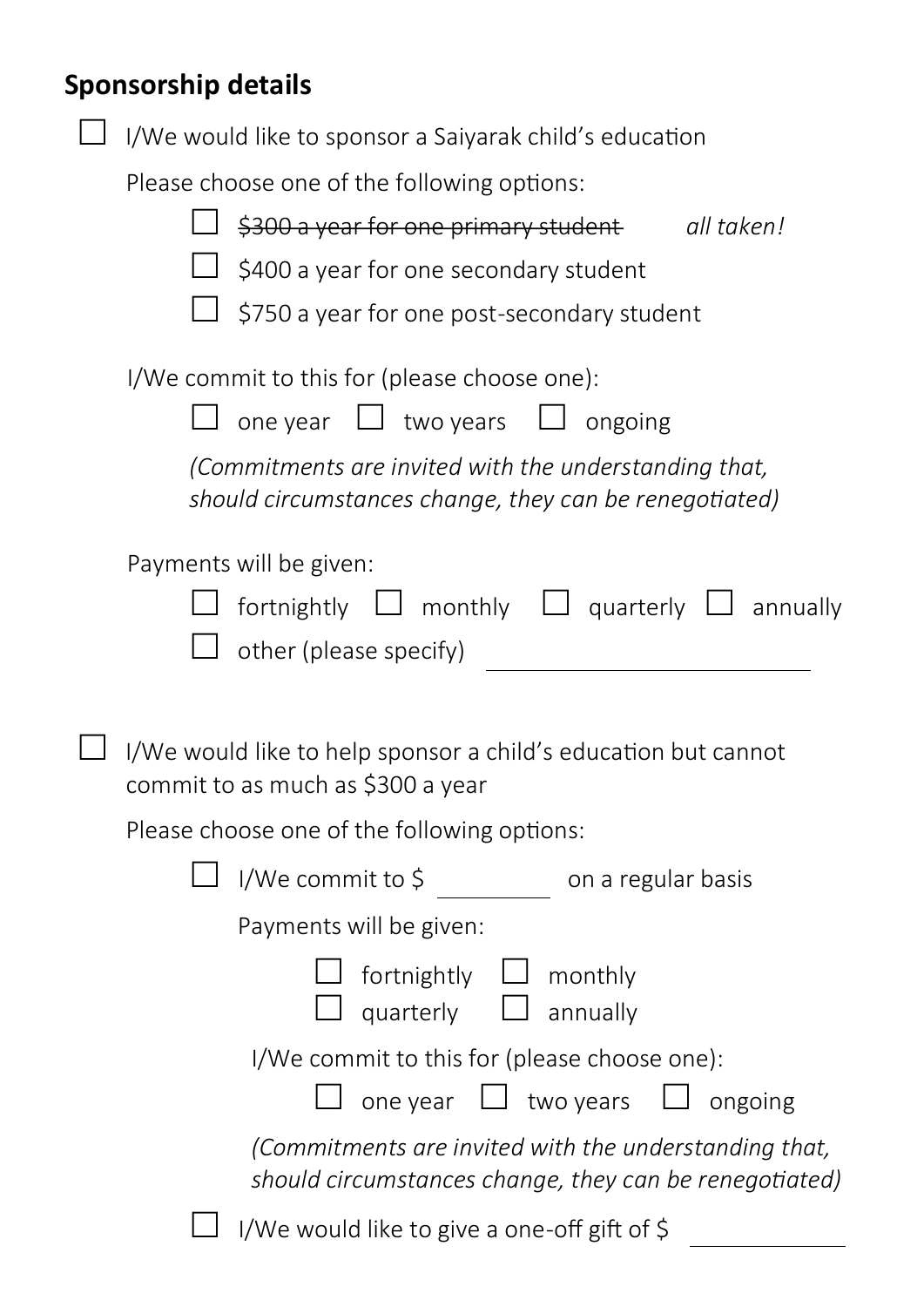## Sponsorship details

- [ ] I/We would like to sponsor a Saiyarak child's education

  Please choose one of the following options:

  - [ ] ~~$300 a year for one primary student~~ *all taken!*
  - [ ] $400 a year for one secondary student
  - [ ] $750 a year for one post-secondary student

  I/We commit to this for (please choose one):

  - [ ] one year - [ ] two years - [ ] ongoing

  *(Commitments are invited with the understanding that, should circumstances change, they can be renegotiated)*

  Payments will be given:

  - [ ] fortnightly - [ ] monthly - [ ] quarterly - [ ] annually
  - [ ] other (please specify) ______________________

- [ ] I/We would like to help sponsor a child's education but cannot commit to as much as $300 a year

  Please choose one of the following options:

  - [ ] I/We commit to $ __________ on a regular basis

    Payments will be given:

    - [ ] fortnightly - [ ] monthly
    - [ ] quarterly - [ ] annually

    I/We commit to this for (please choose one):

    - [ ] one year - [ ] two years - [ ] ongoing

    *(Commitments are invited with the understanding that, should circumstances change, they can be renegotiated)*

  - [ ] I/We would like to give a one-off gift of $ __________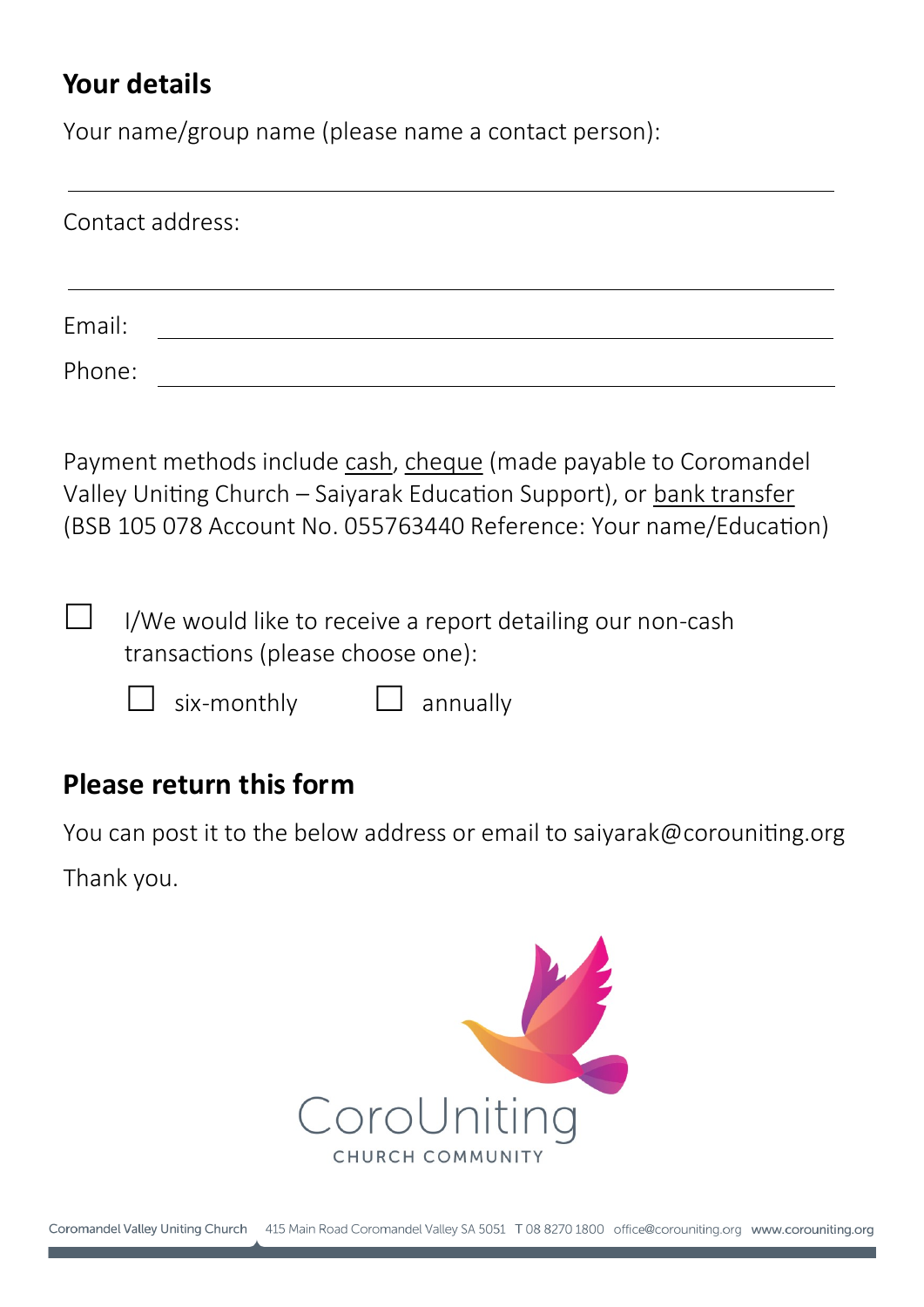## Your details

Your name/group name (please name a contact person):

---

Contact address:

---

Email: ______________________________

Phone: ______________________________

Payment methods include cash, cheque (made payable to Coromandel Valley Uniting Church – Saiyarak Education Support), or bank transfer (BSB 105 078 Account No. 055763440 Reference: Your name/Education)

☐ I/We would like to receive a report detailing our non-cash transactions (please choose one):

☐ six-monthly ☐ annually

## Please return this form

You can post it to the below address or email to saiyarak@corouniting.org

Thank you.

CoroUniting
CHURCH COMMUNITY

Coromandel Valley Uniting Church 415 Main Road Coromandel Valley SA 5051 T 08 8270 1800 office@corouniting.org www.corouniting.org